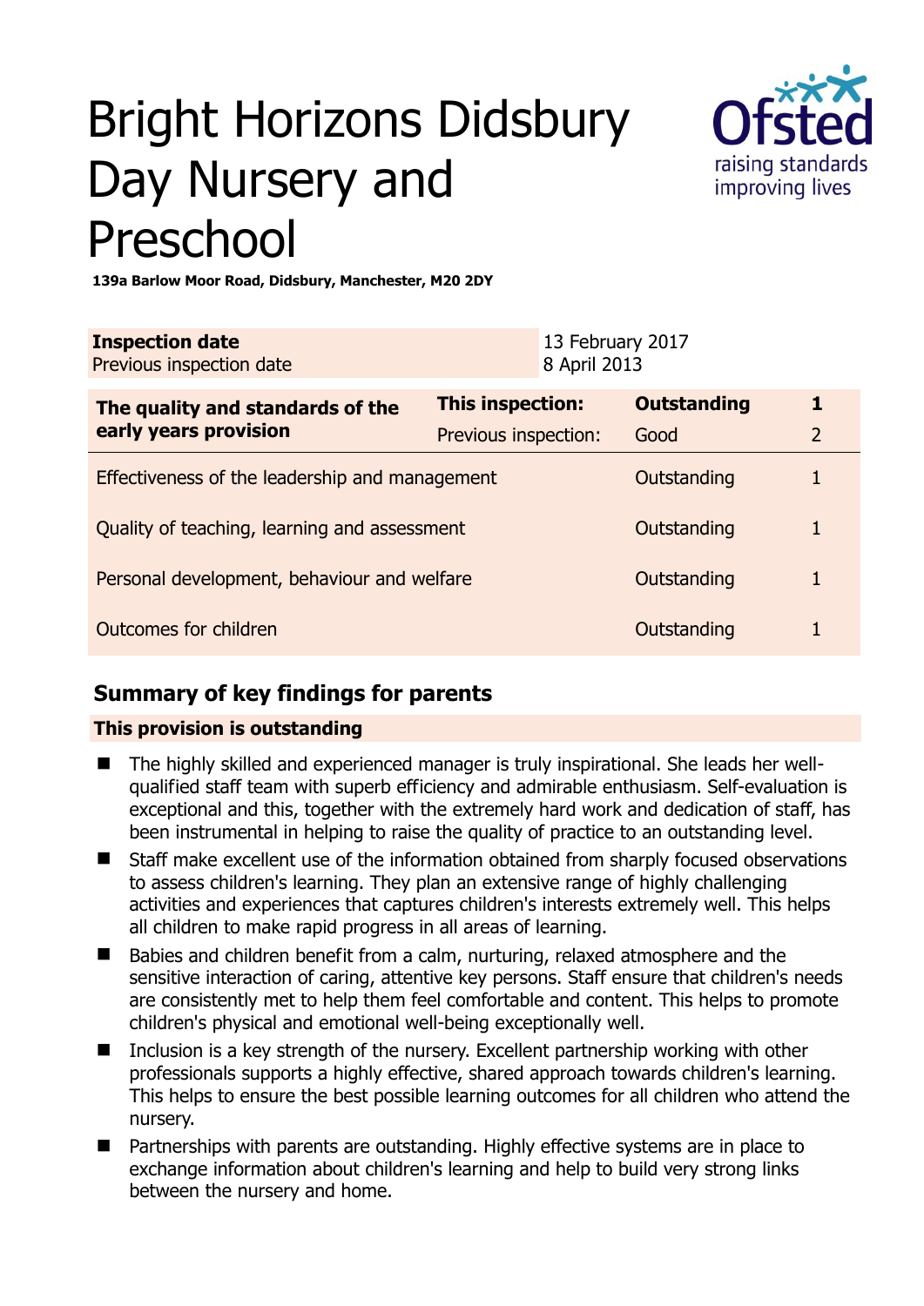# Bright Horizons Didsbury Day Nursery and Preschool

**139a Barlow Moor Road, Didsbury, Manchester, M20 2DY**

| **Inspection date** | 13 February 2017 |
|---|---|
| Previous inspection date | 8 April 2013 |

| **The quality and standards of the early years provision** | **This inspection:** | **Outstanding** | **1** |
|---|---|---|---|
| | Previous inspection: | Good | 2 |
| Effectiveness of the leadership and management | | Outstanding | 1 |
| Quality of teaching, learning and assessment | | Outstanding | 1 |
| Personal development, behaviour and welfare | | Outstanding | 1 |
| Outcomes for children | | Outstanding | 1 |

## Summary of key findings for parents

**This provision is outstanding**

- The highly skilled and experienced manager is truly inspirational. She leads her well-qualified staff team with superb efficiency and admirable enthusiasm. Self-evaluation is exceptional and this, together with the extremely hard work and dedication of staff, has been instrumental in helping to raise the quality of practice to an outstanding level.
- Staff make excellent use of the information obtained from sharply focused observations to assess children's learning. They plan an extensive range of highly challenging activities and experiences that captures children's interests extremely well. This helps all children to make rapid progress in all areas of learning.
- Babies and children benefit from a calm, nurturing, relaxed atmosphere and the sensitive interaction of caring, attentive key persons. Staff ensure that children's needs are consistently met to help them feel comfortable and content. This helps to promote children's physical and emotional well-being exceptionally well.
- Inclusion is a key strength of the nursery. Excellent partnership working with other professionals supports a highly effective, shared approach towards children's learning. This helps to ensure the best possible learning outcomes for all children who attend the nursery.
- Partnerships with parents are outstanding. Highly effective systems are in place to exchange information about children's learning and help to build very strong links between the nursery and home.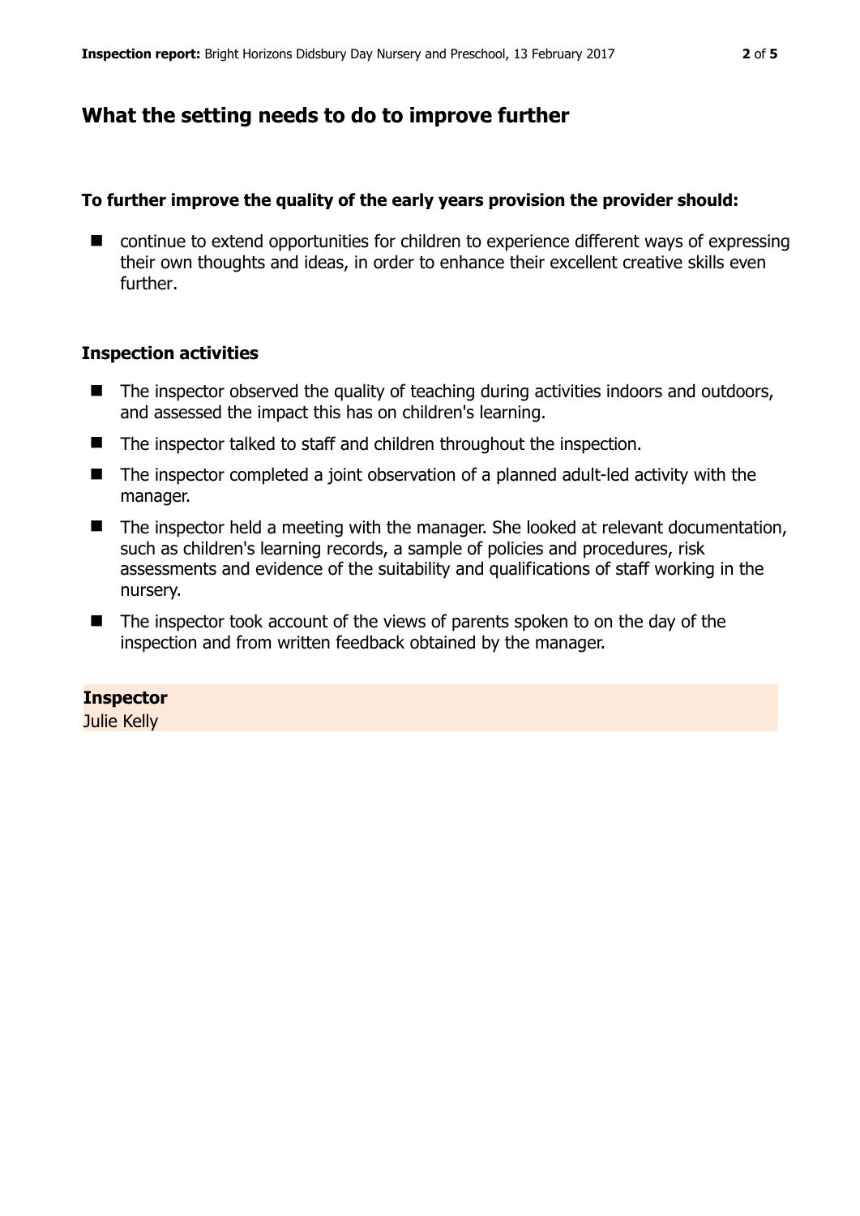## What the setting needs to do to improve further

**To further improve the quality of the early years provision the provider should:**

- continue to extend opportunities for children to experience different ways of expressing their own thoughts and ideas, in order to enhance their excellent creative skills even further.

### Inspection activities

- The inspector observed the quality of teaching during activities indoors and outdoors, and assessed the impact this has on children's learning.
- The inspector talked to staff and children throughout the inspection.
- The inspector completed a joint observation of a planned adult-led activity with the manager.
- The inspector held a meeting with the manager. She looked at relevant documentation, such as children's learning records, a sample of policies and procedures, risk assessments and evidence of the suitability and qualifications of staff working in the nursery.
- The inspector took account of the views of parents spoken to on the day of the inspection and from written feedback obtained by the manager.

**Inspector**
Julie Kelly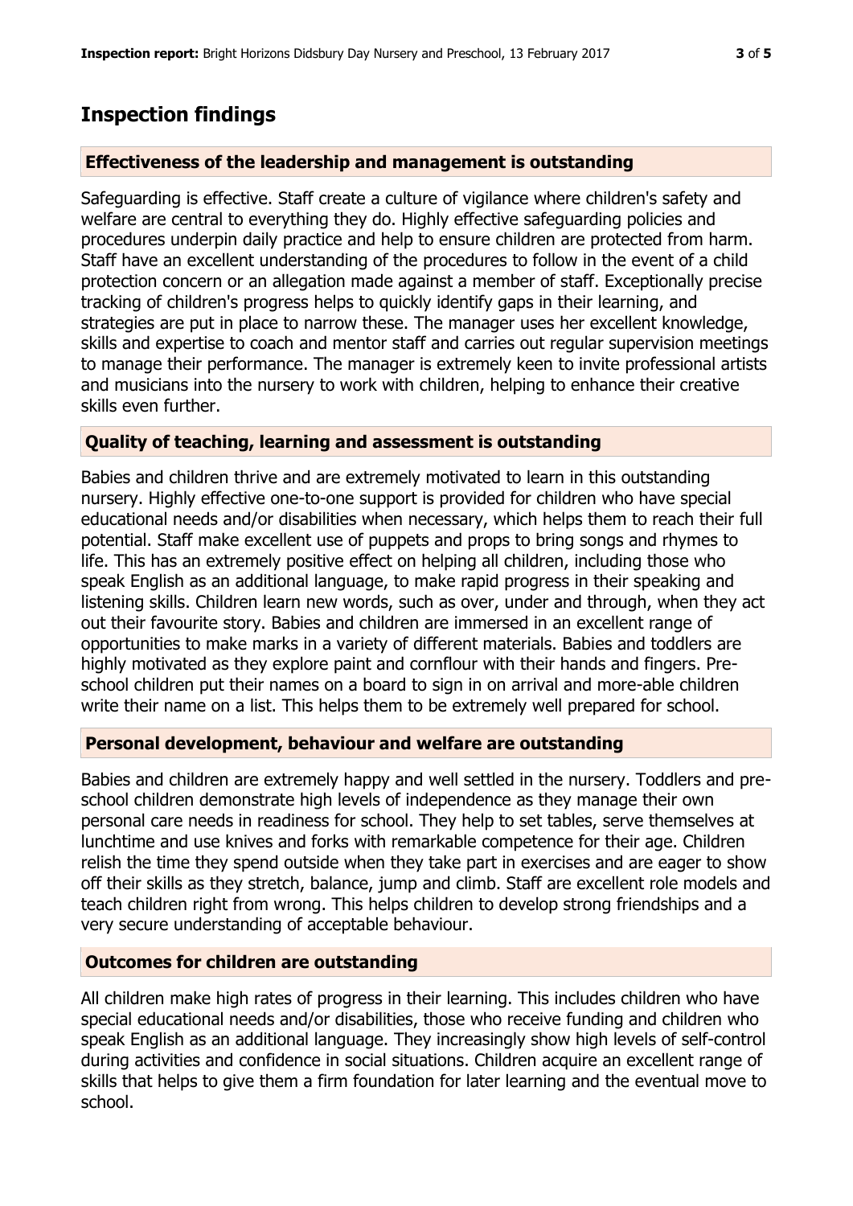## Inspection findings

### Effectiveness of the leadership and management is outstanding

Safeguarding is effective. Staff create a culture of vigilance where children's safety and welfare are central to everything they do. Highly effective safeguarding policies and procedures underpin daily practice and help to ensure children are protected from harm. Staff have an excellent understanding of the procedures to follow in the event of a child protection concern or an allegation made against a member of staff. Exceptionally precise tracking of children's progress helps to quickly identify gaps in their learning, and strategies are put in place to narrow these. The manager uses her excellent knowledge, skills and expertise to coach and mentor staff and carries out regular supervision meetings to manage their performance. The manager is extremely keen to invite professional artists and musicians into the nursery to work with children, helping to enhance their creative skills even further.

### Quality of teaching, learning and assessment is outstanding

Babies and children thrive and are extremely motivated to learn in this outstanding nursery. Highly effective one-to-one support is provided for children who have special educational needs and/or disabilities when necessary, which helps them to reach their full potential. Staff make excellent use of puppets and props to bring songs and rhymes to life. This has an extremely positive effect on helping all children, including those who speak English as an additional language, to make rapid progress in their speaking and listening skills. Children learn new words, such as over, under and through, when they act out their favourite story. Babies and children are immersed in an excellent range of opportunities to make marks in a variety of different materials. Babies and toddlers are highly motivated as they explore paint and cornflour with their hands and fingers. Pre-school children put their names on a board to sign in on arrival and more-able children write their name on a list. This helps them to be extremely well prepared for school.

### Personal development, behaviour and welfare are outstanding

Babies and children are extremely happy and well settled in the nursery. Toddlers and pre-school children demonstrate high levels of independence as they manage their own personal care needs in readiness for school. They help to set tables, serve themselves at lunchtime and use knives and forks with remarkable competence for their age. Children relish the time they spend outside when they take part in exercises and are eager to show off their skills as they stretch, balance, jump and climb. Staff are excellent role models and teach children right from wrong. This helps children to develop strong friendships and a very secure understanding of acceptable behaviour.

### Outcomes for children are outstanding

All children make high rates of progress in their learning. This includes children who have special educational needs and/or disabilities, those who receive funding and children who speak English as an additional language. They increasingly show high levels of self-control during activities and confidence in social situations. Children acquire an excellent range of skills that helps to give them a firm foundation for later learning and the eventual move to school.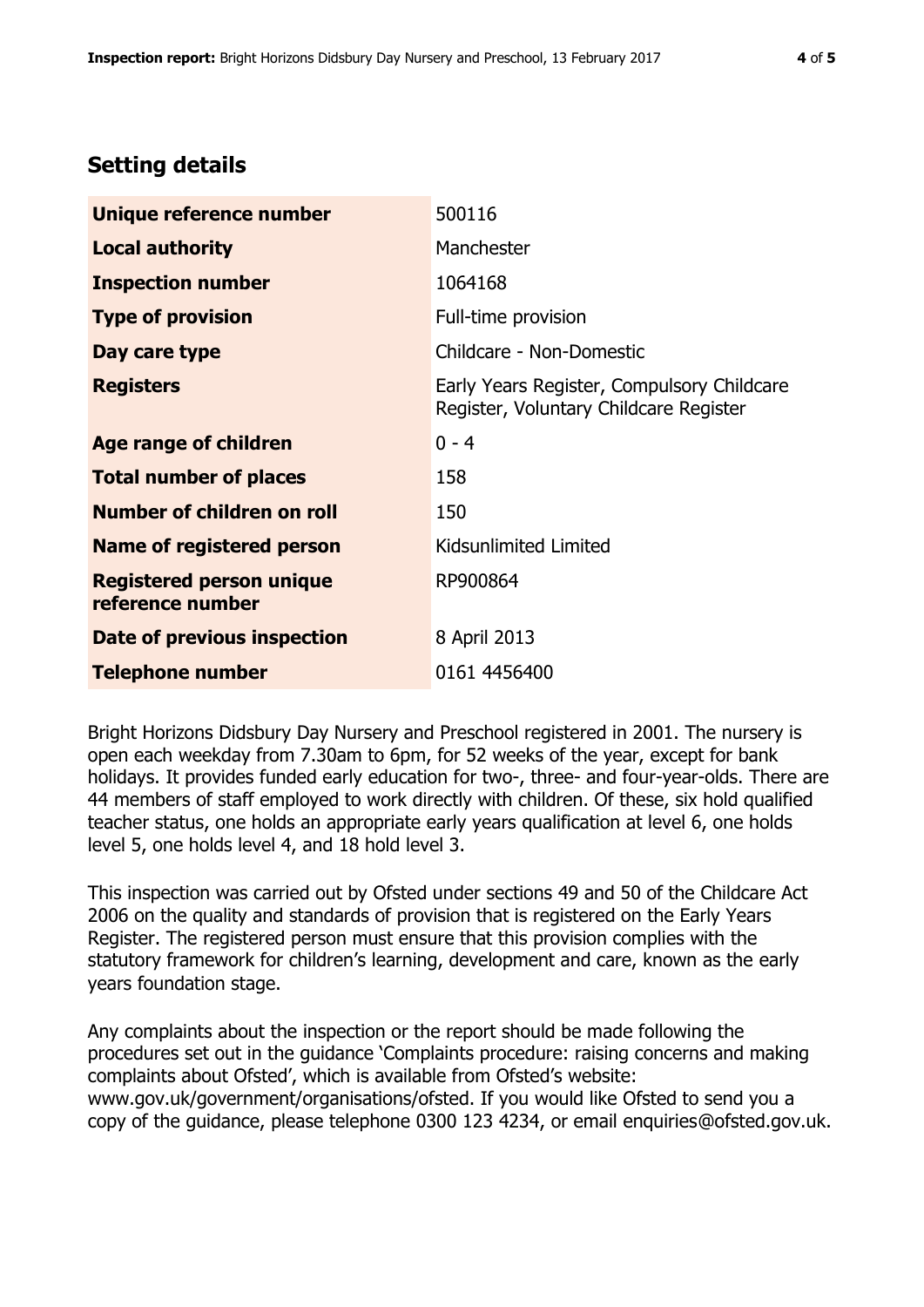## Setting details

| | |
|---|---|
| **Unique reference number** | 500116 |
| **Local authority** | Manchester |
| **Inspection number** | 1064168 |
| **Type of provision** | Full-time provision |
| **Day care type** | Childcare - Non-Domestic |
| **Registers** | Early Years Register, Compulsory Childcare Register, Voluntary Childcare Register |
| **Age range of children** | 0 - 4 |
| **Total number of places** | 158 |
| **Number of children on roll** | 150 |
| **Name of registered person** | Kidsunlimited Limited |
| **Registered person unique reference number** | RP900864 |
| **Date of previous inspection** | 8 April 2013 |
| **Telephone number** | 0161 4456400 |

Bright Horizons Didsbury Day Nursery and Preschool registered in 2001. The nursery is open each weekday from 7.30am to 6pm, for 52 weeks of the year, except for bank holidays. It provides funded early education for two-, three- and four-year-olds. There are 44 members of staff employed to work directly with children. Of these, six hold qualified teacher status, one holds an appropriate early years qualification at level 6, one holds level 5, one holds level 4, and 18 hold level 3.

This inspection was carried out by Ofsted under sections 49 and 50 of the Childcare Act 2006 on the quality and standards of provision that is registered on the Early Years Register. The registered person must ensure that this provision complies with the statutory framework for children's learning, development and care, known as the early years foundation stage.

Any complaints about the inspection or the report should be made following the procedures set out in the guidance 'Complaints procedure: raising concerns and making complaints about Ofsted', which is available from Ofsted's website: www.gov.uk/government/organisations/ofsted. If you would like Ofsted to send you a copy of the guidance, please telephone 0300 123 4234, or email enquiries@ofsted.gov.uk.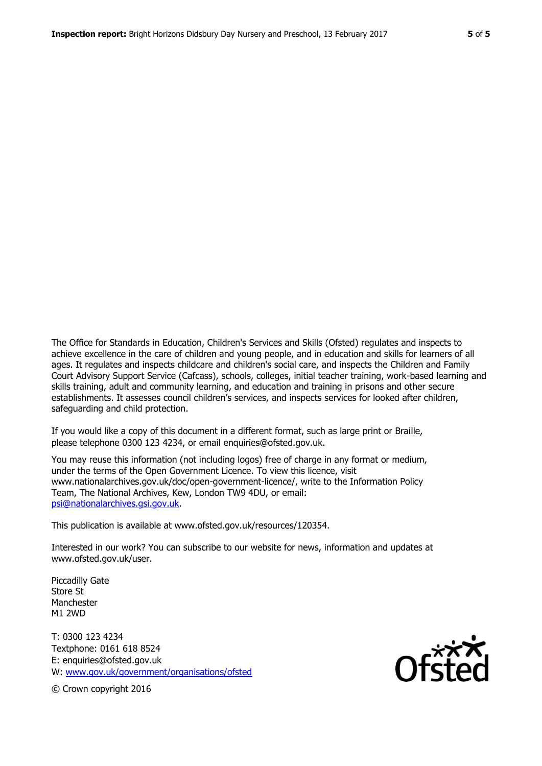The Office for Standards in Education, Children's Services and Skills (Ofsted) regulates and inspects to achieve excellence in the care of children and young people, and in education and skills for learners of all ages. It regulates and inspects childcare and children's social care, and inspects the Children and Family Court Advisory Support Service (Cafcass), schools, colleges, initial teacher training, work-based learning and skills training, adult and community learning, and education and training in prisons and other secure establishments. It assesses council children's services, and inspects services for looked after children, safeguarding and child protection.

If you would like a copy of this document in a different format, such as large print or Braille, please telephone 0300 123 4234, or email enquiries@ofsted.gov.uk.

You may reuse this information (not including logos) free of charge in any format or medium, under the terms of the Open Government Licence. To view this licence, visit www.nationalarchives.gov.uk/doc/open-government-licence/, write to the Information Policy Team, The National Archives, Kew, London TW9 4DU, or email: psi@nationalarchives.gsi.gov.uk.

This publication is available at www.ofsted.gov.uk/resources/120354.

Interested in our work? You can subscribe to our website for news, information and updates at www.ofsted.gov.uk/user.

Piccadilly Gate
Store St
Manchester
M1 2WD

T: 0300 123 4234
Textphone: 0161 618 8524
E: enquiries@ofsted.gov.uk
W: www.gov.uk/government/organisations/ofsted

Ofsted

© Crown copyright 2016